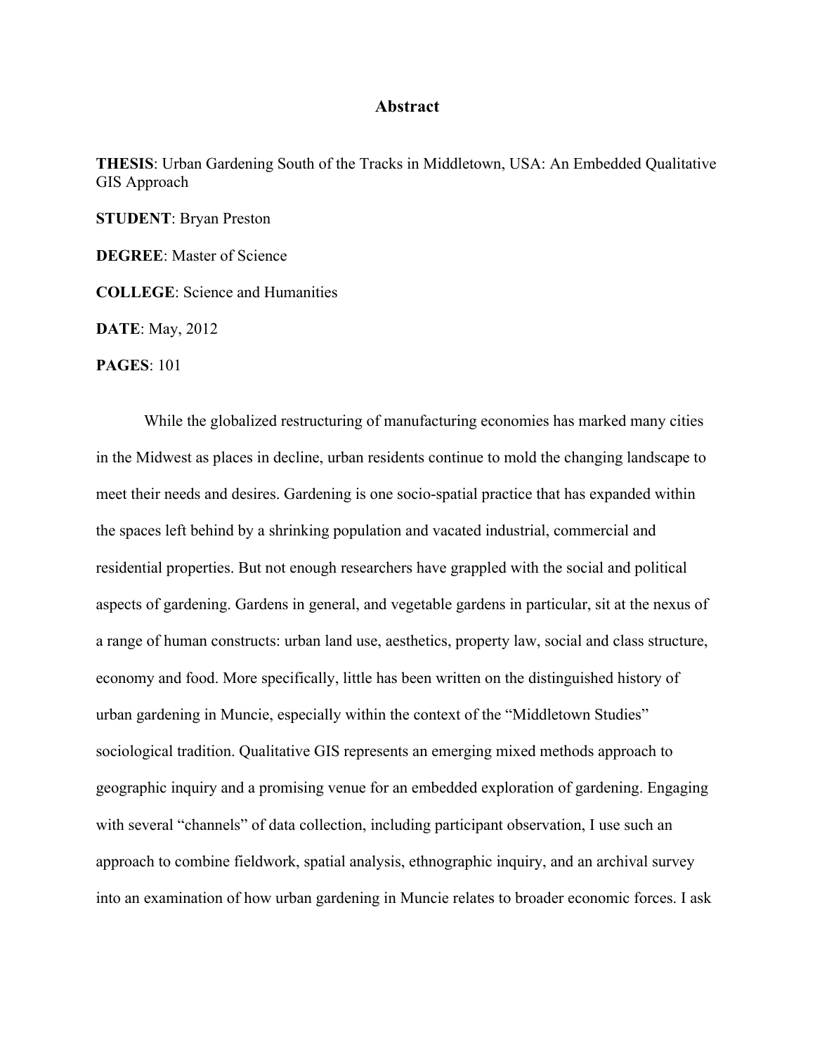# Abstract

**THESIS**: Urban Gardening South of the Tracks in Middletown, USA: An Embedded Qualitative GIS Approach

**STUDENT**: Bryan Preston

**DEGREE**: Master of Science

**COLLEGE**: Science and Humanities

**DATE**: May, 2012

**PAGES**: 101

While the globalized restructuring of manufacturing economies has marked many cities in the Midwest as places in decline, urban residents continue to mold the changing landscape to meet their needs and desires. Gardening is one socio-spatial practice that has expanded within the spaces left behind by a shrinking population and vacated industrial, commercial and residential properties. But not enough researchers have grappled with the social and political aspects of gardening. Gardens in general, and vegetable gardens in particular, sit at the nexus of a range of human constructs: urban land use, aesthetics, property law, social and class structure, economy and food. More specifically, little has been written on the distinguished history of urban gardening in Muncie, especially within the context of the "Middletown Studies" sociological tradition. Qualitative GIS represents an emerging mixed methods approach to geographic inquiry and a promising venue for an embedded exploration of gardening. Engaging with several "channels" of data collection, including participant observation, I use such an approach to combine fieldwork, spatial analysis, ethnographic inquiry, and an archival survey into an examination of how urban gardening in Muncie relates to broader economic forces. I ask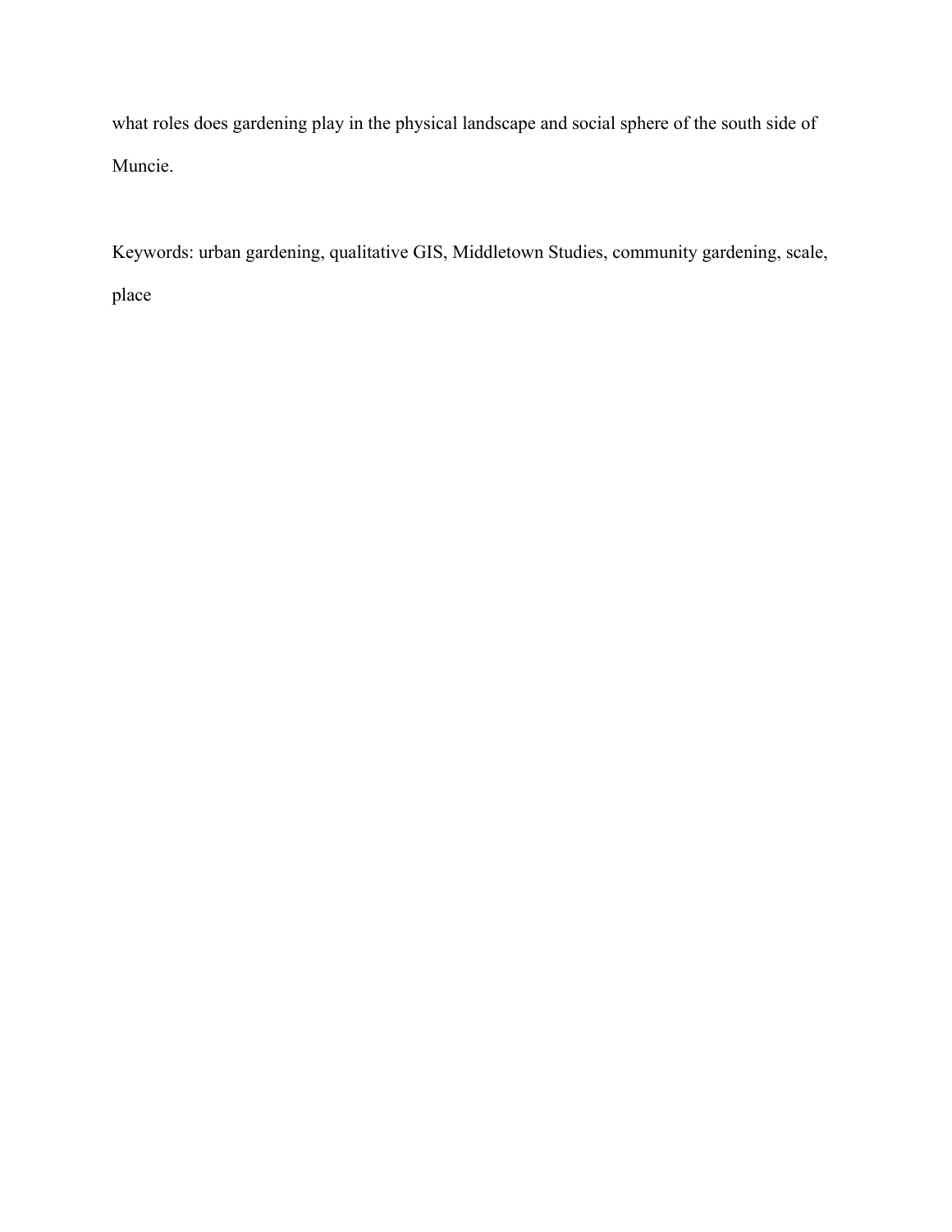what roles does gardening play in the physical landscape and social sphere of the south side of Muncie.

Keywords: urban gardening, qualitative GIS, Middletown Studies, community gardening, scale, place